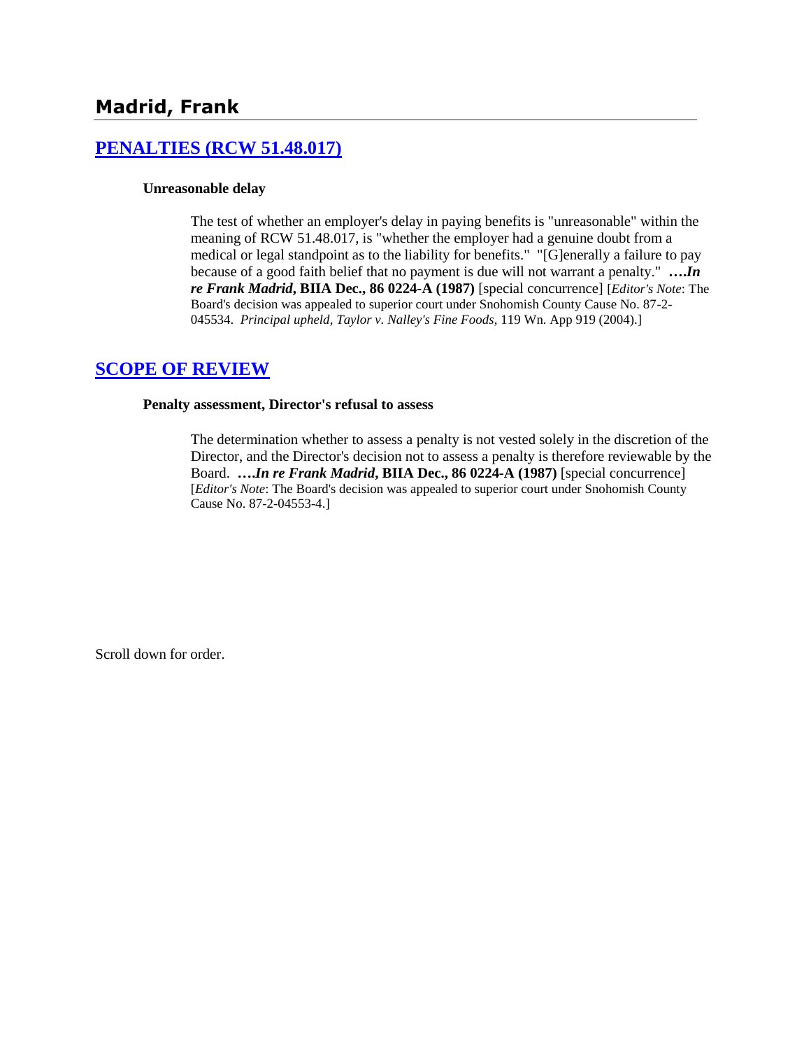# Madrid, Frank

## [PENALTIES (RCW 51.48.017)]

**Unreasonable delay**

> The test of whether an employer's delay in paying benefits is "unreasonable" within the meaning of RCW 51.48.017, is "whether the employer had a genuine doubt from a medical or legal standpoint as to the liability for benefits." "[G]enerally a failure to pay because of a good faith belief that no payment is due will not warrant a penalty." ***….In re Frank Madrid*, BIIA Dec., 86 0224-A (1987)** [special concurrence] [*Editor's Note*: The Board's decision was appealed to superior court under Snohomish County Cause No. 87-2-045534. *Principal upheld*, *Taylor v. Nalley's Fine Foods*, 119 Wn. App 919 (2004).]

## [SCOPE OF REVIEW]

**Penalty assessment, Director's refusal to assess**

> The determination whether to assess a penalty is not vested solely in the discretion of the Director, and the Director's decision not to assess a penalty is therefore reviewable by the Board. ***….In re Frank Madrid*, BIIA Dec., 86 0224-A (1987)** [special concurrence] [*Editor's Note*: The Board's decision was appealed to superior court under Snohomish County Cause No. 87-2-04553-4.]

Scroll down for order.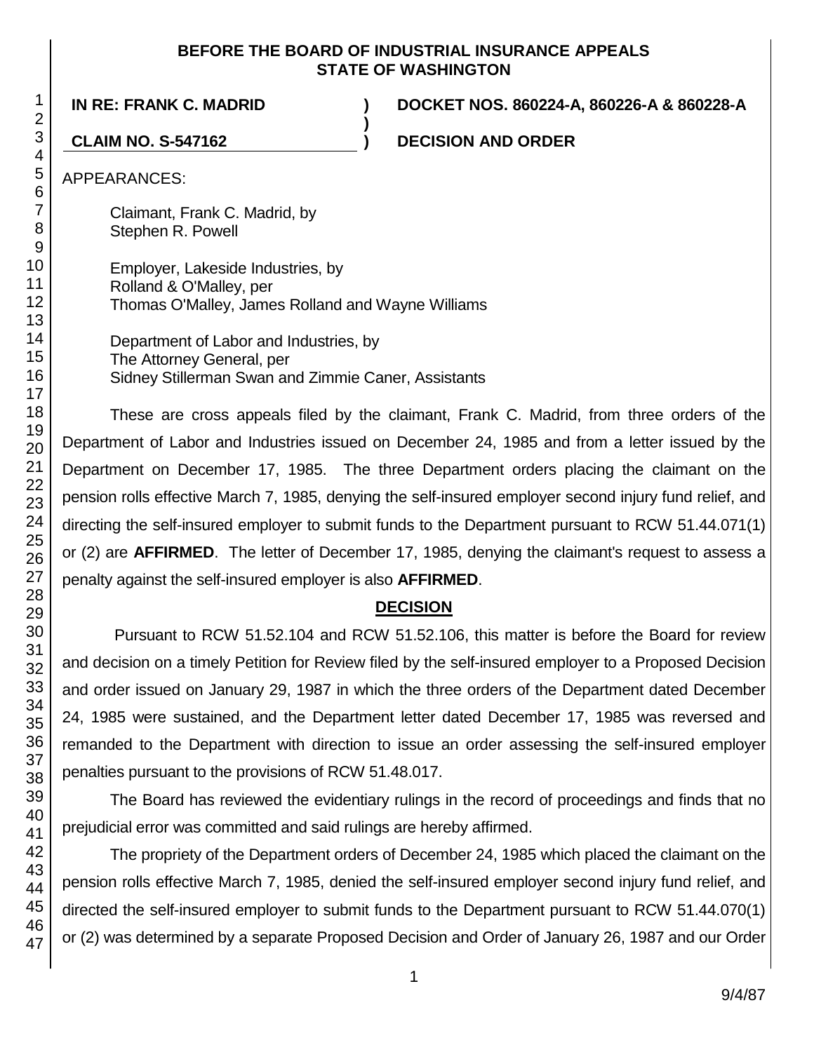**BEFORE THE BOARD OF INDUSTRIAL INSURANCE APPEALS**
**STATE OF WASHINGTON**

| **IN RE: FRANK C. MADRID** | **)** | **DOCKET NOS. 860224-A, 860226-A & 860228-A** |
|---|---|---|
| | **)** | |
| **CLAIM NO. S-547162** | **)** | **DECISION AND ORDER** |

APPEARANCES:

Claimant, Frank C. Madrid, by
Stephen R. Powell

Employer, Lakeside Industries, by
Rolland & O'Malley, per
Thomas O'Malley, James Rolland and Wayne Williams

Department of Labor and Industries, by
The Attorney General, per
Sidney Stillerman Swan and Zimmie Caner, Assistants

These are cross appeals filed by the claimant, Frank C. Madrid, from three orders of the Department of Labor and Industries issued on December 24, 1985 and from a letter issued by the Department on December 17, 1985. The three Department orders placing the claimant on the pension rolls effective March 7, 1985, denying the self-insured employer second injury fund relief, and directing the self-insured employer to submit funds to the Department pursuant to RCW 51.44.071(1) or (2) are **AFFIRMED**. The letter of December 17, 1985, denying the claimant's request to assess a penalty against the self-insured employer is also **AFFIRMED**.

## DECISION

Pursuant to RCW 51.52.104 and RCW 51.52.106, this matter is before the Board for review and decision on a timely Petition for Review filed by the self-insured employer to a Proposed Decision and order issued on January 29, 1987 in which the three orders of the Department dated December 24, 1985 were sustained, and the Department letter dated December 17, 1985 was reversed and remanded to the Department with direction to issue an order assessing the self-insured employer penalties pursuant to the provisions of RCW 51.48.017.

The Board has reviewed the evidentiary rulings in the record of proceedings and finds that no prejudicial error was committed and said rulings are hereby affirmed.

The propriety of the Department orders of December 24, 1985 which placed the claimant on the pension rolls effective March 7, 1985, denied the self-insured employer second injury fund relief, and directed the self-insured employer to submit funds to the Department pursuant to RCW 51.44.070(1) or (2) was determined by a separate Proposed Decision and Order of January 26, 1987 and our Order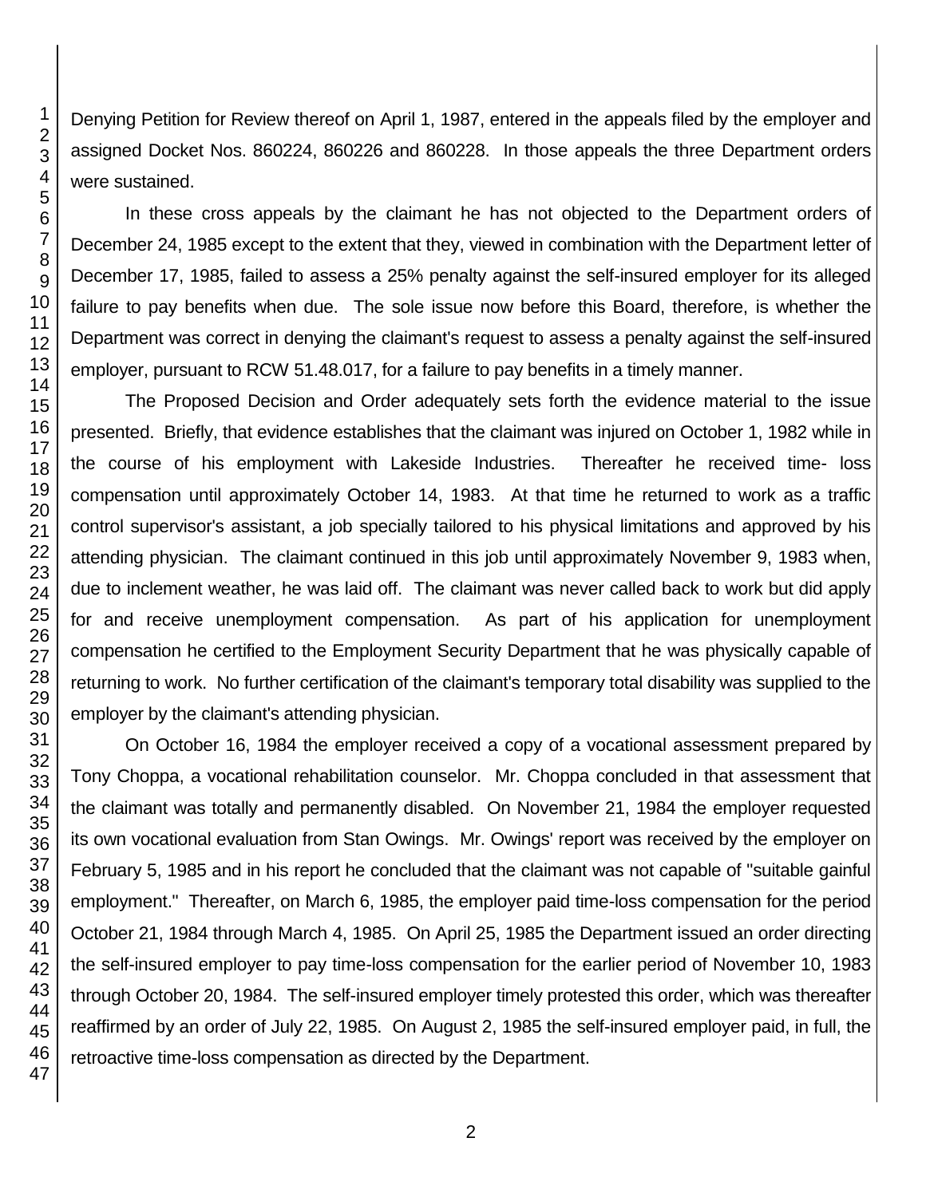Denying Petition for Review thereof on April 1, 1987, entered in the appeals filed by the employer and assigned Docket Nos. 860224, 860226 and 860228. In those appeals the three Department orders were sustained.

In these cross appeals by the claimant he has not objected to the Department orders of December 24, 1985 except to the extent that they, viewed in combination with the Department letter of December 17, 1985, failed to assess a 25% penalty against the self-insured employer for its alleged failure to pay benefits when due. The sole issue now before this Board, therefore, is whether the Department was correct in denying the claimant's request to assess a penalty against the self-insured employer, pursuant to RCW 51.48.017, for a failure to pay benefits in a timely manner.

The Proposed Decision and Order adequately sets forth the evidence material to the issue presented. Briefly, that evidence establishes that the claimant was injured on October 1, 1982 while in the course of his employment with Lakeside Industries. Thereafter he received time- loss compensation until approximately October 14, 1983. At that time he returned to work as a traffic control supervisor's assistant, a job specially tailored to his physical limitations and approved by his attending physician. The claimant continued in this job until approximately November 9, 1983 when, due to inclement weather, he was laid off. The claimant was never called back to work but did apply for and receive unemployment compensation. As part of his application for unemployment compensation he certified to the Employment Security Department that he was physically capable of returning to work. No further certification of the claimant's temporary total disability was supplied to the employer by the claimant's attending physician.

On October 16, 1984 the employer received a copy of a vocational assessment prepared by Tony Choppa, a vocational rehabilitation counselor. Mr. Choppa concluded in that assessment that the claimant was totally and permanently disabled. On November 21, 1984 the employer requested its own vocational evaluation from Stan Owings. Mr. Owings' report was received by the employer on February 5, 1985 and in his report he concluded that the claimant was not capable of "suitable gainful employment." Thereafter, on March 6, 1985, the employer paid time-loss compensation for the period October 21, 1984 through March 4, 1985. On April 25, 1985 the Department issued an order directing the self-insured employer to pay time-loss compensation for the earlier period of November 10, 1983 through October 20, 1984. The self-insured employer timely protested this order, which was thereafter reaffirmed by an order of July 22, 1985. On August 2, 1985 the self-insured employer paid, in full, the retroactive time-loss compensation as directed by the Department.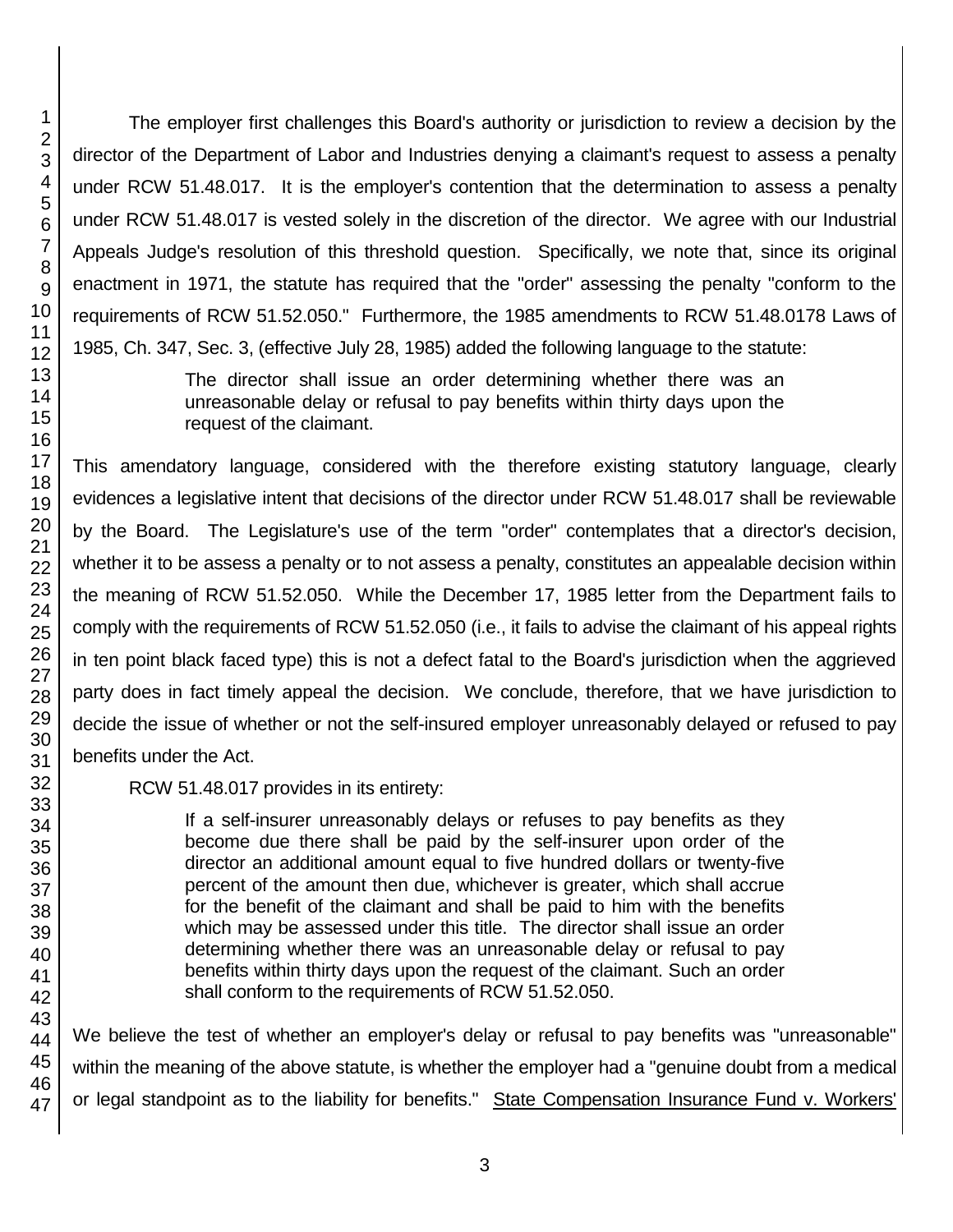The employer first challenges this Board's authority or jurisdiction to review a decision by the director of the Department of Labor and Industries denying a claimant's request to assess a penalty under RCW 51.48.017. It is the employer's contention that the determination to assess a penalty under RCW 51.48.017 is vested solely in the discretion of the director. We agree with our Industrial Appeals Judge's resolution of this threshold question. Specifically, we note that, since its original enactment in 1971, the statute has required that the "order" assessing the penalty "conform to the requirements of RCW 51.52.050." Furthermore, the 1985 amendments to RCW 51.48.0178 Laws of 1985, Ch. 347, Sec. 3, (effective July 28, 1985) added the following language to the statute:

> The director shall issue an order determining whether there was an unreasonable delay or refusal to pay benefits within thirty days upon the request of the claimant.

This amendatory language, considered with the therefore existing statutory language, clearly evidences a legislative intent that decisions of the director under RCW 51.48.017 shall be reviewable by the Board. The Legislature's use of the term "order" contemplates that a director's decision, whether it to be assess a penalty or to not assess a penalty, constitutes an appealable decision within the meaning of RCW 51.52.050. While the December 17, 1985 letter from the Department fails to comply with the requirements of RCW 51.52.050 (i.e., it fails to advise the claimant of his appeal rights in ten point black faced type) this is not a defect fatal to the Board's jurisdiction when the aggrieved party does in fact timely appeal the decision. We conclude, therefore, that we have jurisdiction to decide the issue of whether or not the self-insured employer unreasonably delayed or refused to pay benefits under the Act.

RCW 51.48.017 provides in its entirety:

> If a self-insurer unreasonably delays or refuses to pay benefits as they become due there shall be paid by the self-insurer upon order of the director an additional amount equal to five hundred dollars or twenty-five percent of the amount then due, whichever is greater, which shall accrue for the benefit of the claimant and shall be paid to him with the benefits which may be assessed under this title. The director shall issue an order determining whether there was an unreasonable delay or refusal to pay benefits within thirty days upon the request of the claimant. Such an order shall conform to the requirements of RCW 51.52.050.

We believe the test of whether an employer's delay or refusal to pay benefits was "unreasonable" within the meaning of the above statute, is whether the employer had a "genuine doubt from a medical or legal standpoint as to the liability for benefits." State Compensation Insurance Fund v. Workers'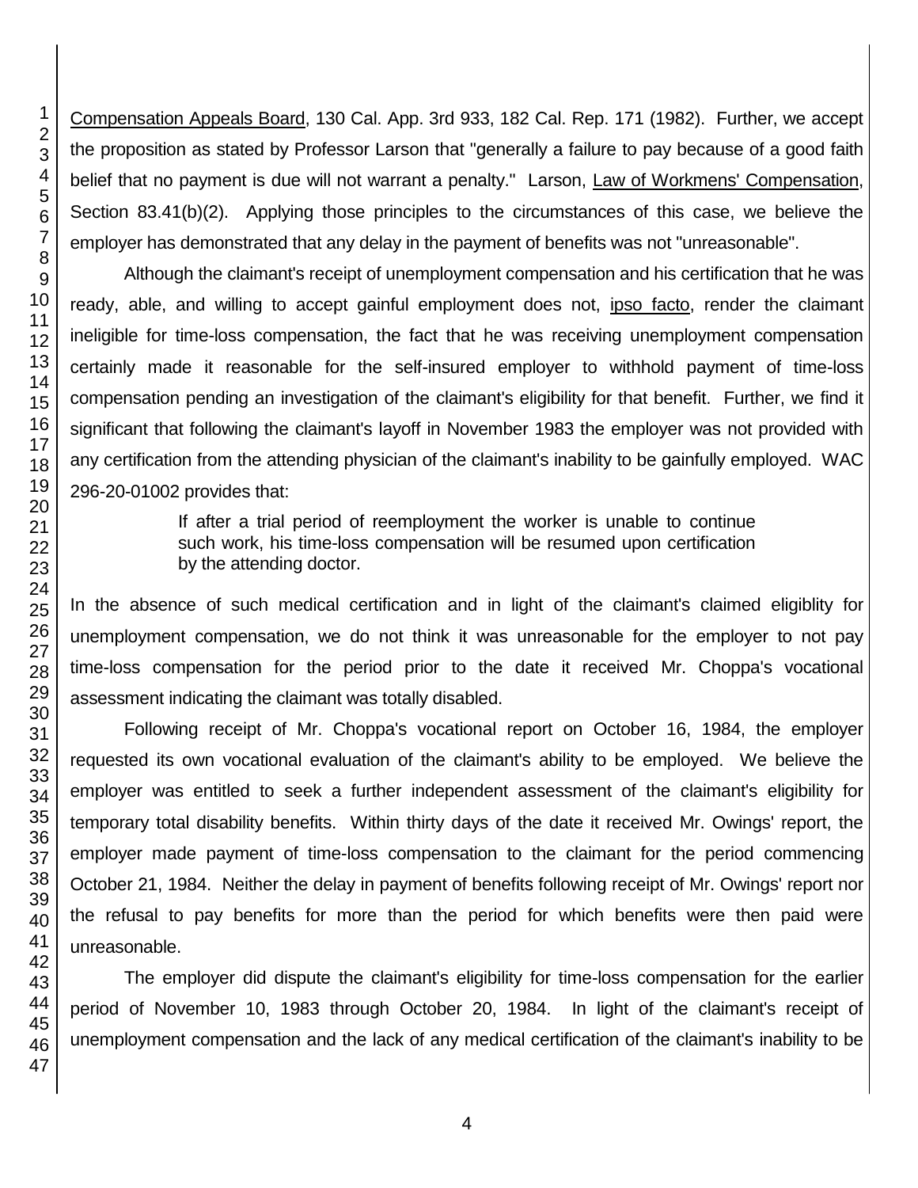Compensation Appeals Board, 130 Cal. App. 3rd 933, 182 Cal. Rep. 171 (1982). Further, we accept the proposition as stated by Professor Larson that "generally a failure to pay because of a good faith belief that no payment is due will not warrant a penalty." Larson, Law of Workmens' Compensation, Section 83.41(b)(2). Applying those principles to the circumstances of this case, we believe the employer has demonstrated that any delay in the payment of benefits was not "unreasonable".

Although the claimant's receipt of unemployment compensation and his certification that he was ready, able, and willing to accept gainful employment does not, *ipso facto*, render the claimant ineligible for time-loss compensation, the fact that he was receiving unemployment compensation certainly made it reasonable for the self-insured employer to withhold payment of time-loss compensation pending an investigation of the claimant's eligibility for that benefit. Further, we find it significant that following the claimant's layoff in November 1983 the employer was not provided with any certification from the attending physician of the claimant's inability to be gainfully employed. WAC 296-20-01002 provides that:

> If after a trial period of reemployment the worker is unable to continue such work, his time-loss compensation will be resumed upon certification by the attending doctor.

In the absence of such medical certification and in light of the claimant's claimed eligiblity for unemployment compensation, we do not think it was unreasonable for the employer to not pay time-loss compensation for the period prior to the date it received Mr. Choppa's vocational assessment indicating the claimant was totally disabled.

Following receipt of Mr. Choppa's vocational report on October 16, 1984, the employer requested its own vocational evaluation of the claimant's ability to be employed. We believe the employer was entitled to seek a further independent assessment of the claimant's eligibility for temporary total disability benefits. Within thirty days of the date it received Mr. Owings' report, the employer made payment of time-loss compensation to the claimant for the period commencing October 21, 1984. Neither the delay in payment of benefits following receipt of Mr. Owings' report nor the refusal to pay benefits for more than the period for which benefits were then paid were unreasonable.

The employer did dispute the claimant's eligibility for time-loss compensation for the earlier period of November 10, 1983 through October 20, 1984. In light of the claimant's receipt of unemployment compensation and the lack of any medical certification of the claimant's inability to be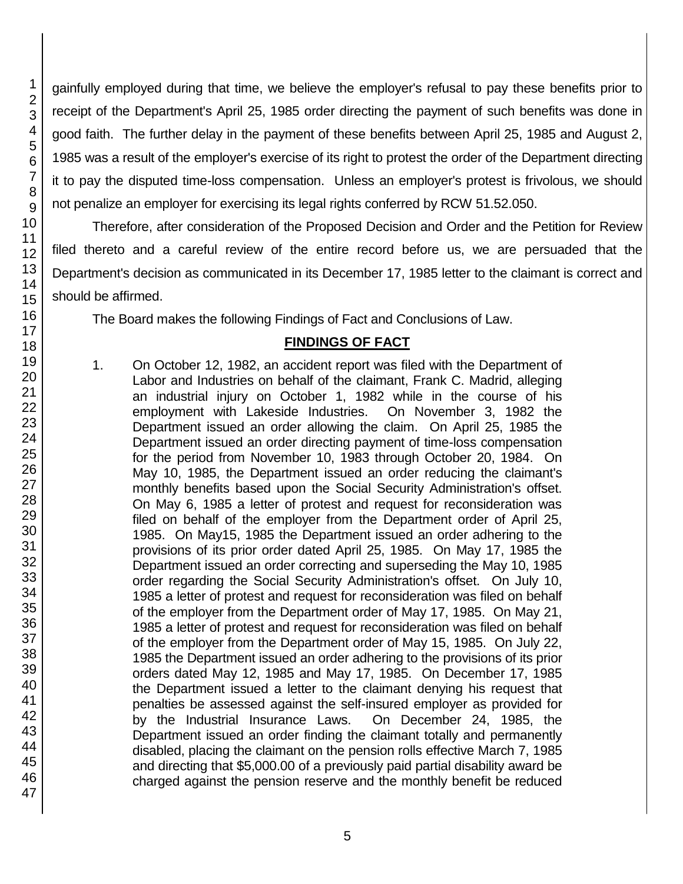gainfully employed during that time, we believe the employer's refusal to pay these benefits prior to receipt of the Department's April 25, 1985 order directing the payment of such benefits was done in good faith. The further delay in the payment of these benefits between April 25, 1985 and August 2, 1985 was a result of the employer's exercise of its right to protest the order of the Department directing it to pay the disputed time-loss compensation. Unless an employer's protest is frivolous, we should not penalize an employer for exercising its legal rights conferred by RCW 51.52.050.

Therefore, after consideration of the Proposed Decision and Order and the Petition for Review filed thereto and a careful review of the entire record before us, we are persuaded that the Department's decision as communicated in its December 17, 1985 letter to the claimant is correct and should be affirmed.

The Board makes the following Findings of Fact and Conclusions of Law.

## FINDINGS OF FACT

1. On October 12, 1982, an accident report was filed with the Department of Labor and Industries on behalf of the claimant, Frank C. Madrid, alleging an industrial injury on October 1, 1982 while in the course of his employment with Lakeside Industries. On November 3, 1982 the Department issued an order allowing the claim. On April 25, 1985 the Department issued an order directing payment of time-loss compensation for the period from November 10, 1983 through October 20, 1984. On May 10, 1985, the Department issued an order reducing the claimant's monthly benefits based upon the Social Security Administration's offset. On May 6, 1985 a letter of protest and request for reconsideration was filed on behalf of the employer from the Department order of April 25, 1985. On May15, 1985 the Department issued an order adhering to the provisions of its prior order dated April 25, 1985. On May 17, 1985 the Department issued an order correcting and superseding the May 10, 1985 order regarding the Social Security Administration's offset. On July 10, 1985 a letter of protest and request for reconsideration was filed on behalf of the employer from the Department order of May 17, 1985. On May 21, 1985 a letter of protest and request for reconsideration was filed on behalf of the employer from the Department order of May 15, 1985. On July 22, 1985 the Department issued an order adhering to the provisions of its prior orders dated May 12, 1985 and May 17, 1985. On December 17, 1985 the Department issued a letter to the claimant denying his request that penalties be assessed against the self-insured employer as provided for by the Industrial Insurance Laws. On December 24, 1985, the Department issued an order finding the claimant totally and permanently disabled, placing the claimant on the pension rolls effective March 7, 1985 and directing that $5,000.00 of a previously paid partial disability award be charged against the pension reserve and the monthly benefit be reduced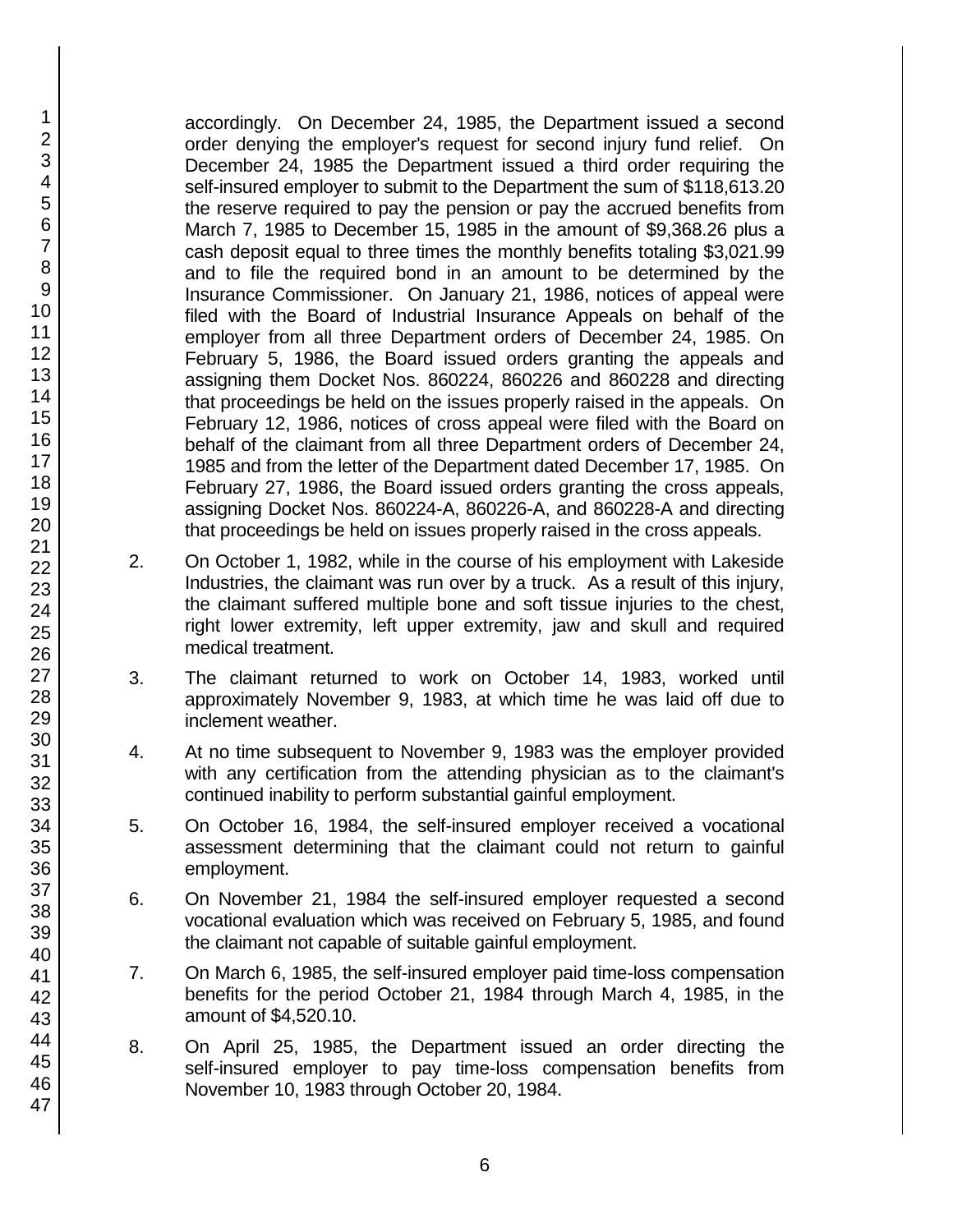accordingly. On December 24, 1985, the Department issued a second order denying the employer's request for second injury fund relief. On December 24, 1985 the Department issued a third order requiring the self-insured employer to submit to the Department the sum of $118,613.20 the reserve required to pay the pension or pay the accrued benefits from March 7, 1985 to December 15, 1985 in the amount of $9,368.26 plus a cash deposit equal to three times the monthly benefits totaling $3,021.99 and to file the required bond in an amount to be determined by the Insurance Commissioner. On January 21, 1986, notices of appeal were filed with the Board of Industrial Insurance Appeals on behalf of the employer from all three Department orders of December 24, 1985. On February 5, 1986, the Board issued orders granting the appeals and assigning them Docket Nos. 860224, 860226 and 860228 and directing that proceedings be held on the issues properly raised in the appeals. On February 12, 1986, notices of cross appeal were filed with the Board on behalf of the claimant from all three Department orders of December 24, 1985 and from the letter of the Department dated December 17, 1985. On February 27, 1986, the Board issued orders granting the cross appeals, assigning Docket Nos. 860224-A, 860226-A, and 860228-A and directing that proceedings be held on issues properly raised in the cross appeals.

2. On October 1, 1982, while in the course of his employment with Lakeside Industries, the claimant was run over by a truck. As a result of this injury, the claimant suffered multiple bone and soft tissue injuries to the chest, right lower extremity, left upper extremity, jaw and skull and required medical treatment.

3. The claimant returned to work on October 14, 1983, worked until approximately November 9, 1983, at which time he was laid off due to inclement weather.

4. At no time subsequent to November 9, 1983 was the employer provided with any certification from the attending physician as to the claimant's continued inability to perform substantial gainful employment.

5. On October 16, 1984, the self-insured employer received a vocational assessment determining that the claimant could not return to gainful employment.

6. On November 21, 1984 the self-insured employer requested a second vocational evaluation which was received on February 5, 1985, and found the claimant not capable of suitable gainful employment.

7. On March 6, 1985, the self-insured employer paid time-loss compensation benefits for the period October 21, 1984 through March 4, 1985, in the amount of $4,520.10.

8. On April 25, 1985, the Department issued an order directing the self-insured employer to pay time-loss compensation benefits from November 10, 1983 through October 20, 1984.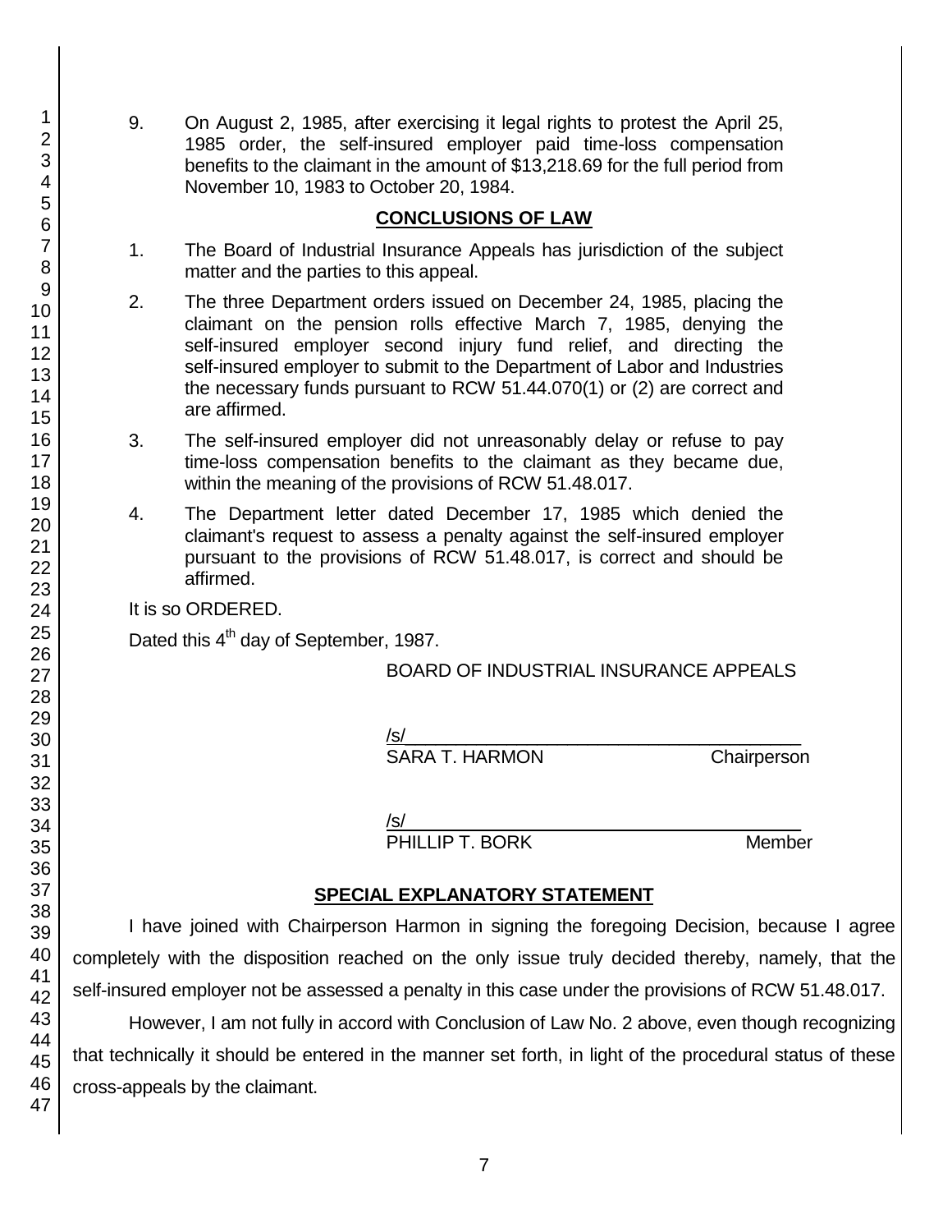9. On August 2, 1985, after exercising it legal rights to protest the April 25, 1985 order, the self-insured employer paid time-loss compensation benefits to the claimant in the amount of $13,218.69 for the full period from November 10, 1983 to October 20, 1984.

## CONCLUSIONS OF LAW

1. The Board of Industrial Insurance Appeals has jurisdiction of the subject matter and the parties to this appeal.

2. The three Department orders issued on December 24, 1985, placing the claimant on the pension rolls effective March 7, 1985, denying the self-insured employer second injury fund relief, and directing the self-insured employer to submit to the Department of Labor and Industries the necessary funds pursuant to RCW 51.44.070(1) or (2) are correct and are affirmed.

3. The self-insured employer did not unreasonably delay or refuse to pay time-loss compensation benefits to the claimant as they became due, within the meaning of the provisions of RCW 51.48.017.

4. The Department letter dated December 17, 1985 which denied the claimant's request to assess a penalty against the self-insured employer pursuant to the provisions of RCW 51.48.017, is correct and should be affirmed.

It is so ORDERED.

Dated this 4th day of September, 1987.

BOARD OF INDUSTRIAL INSURANCE APPEALS

/s/\_\_\_\_\_\_\_\_\_\_\_\_\_\_\_\_\_\_\_\_\_\_\_\_\_\_\_\_\_\_\_\_\_\_\_\_\_\_
SARA T. HARMON Chairperson

/s/\_\_\_\_\_\_\_\_\_\_\_\_\_\_\_\_\_\_\_\_\_\_\_\_\_\_\_\_\_\_\_\_\_\_\_\_\_\_
PHILLIP T. BORK Member

## SPECIAL EXPLANATORY STATEMENT

I have joined with Chairperson Harmon in signing the foregoing Decision, because I agree completely with the disposition reached on the only issue truly decided thereby, namely, that the self-insured employer not be assessed a penalty in this case under the provisions of RCW 51.48.017.

However, I am not fully in accord with Conclusion of Law No. 2 above, even though recognizing that technically it should be entered in the manner set forth, in light of the procedural status of these cross-appeals by the claimant.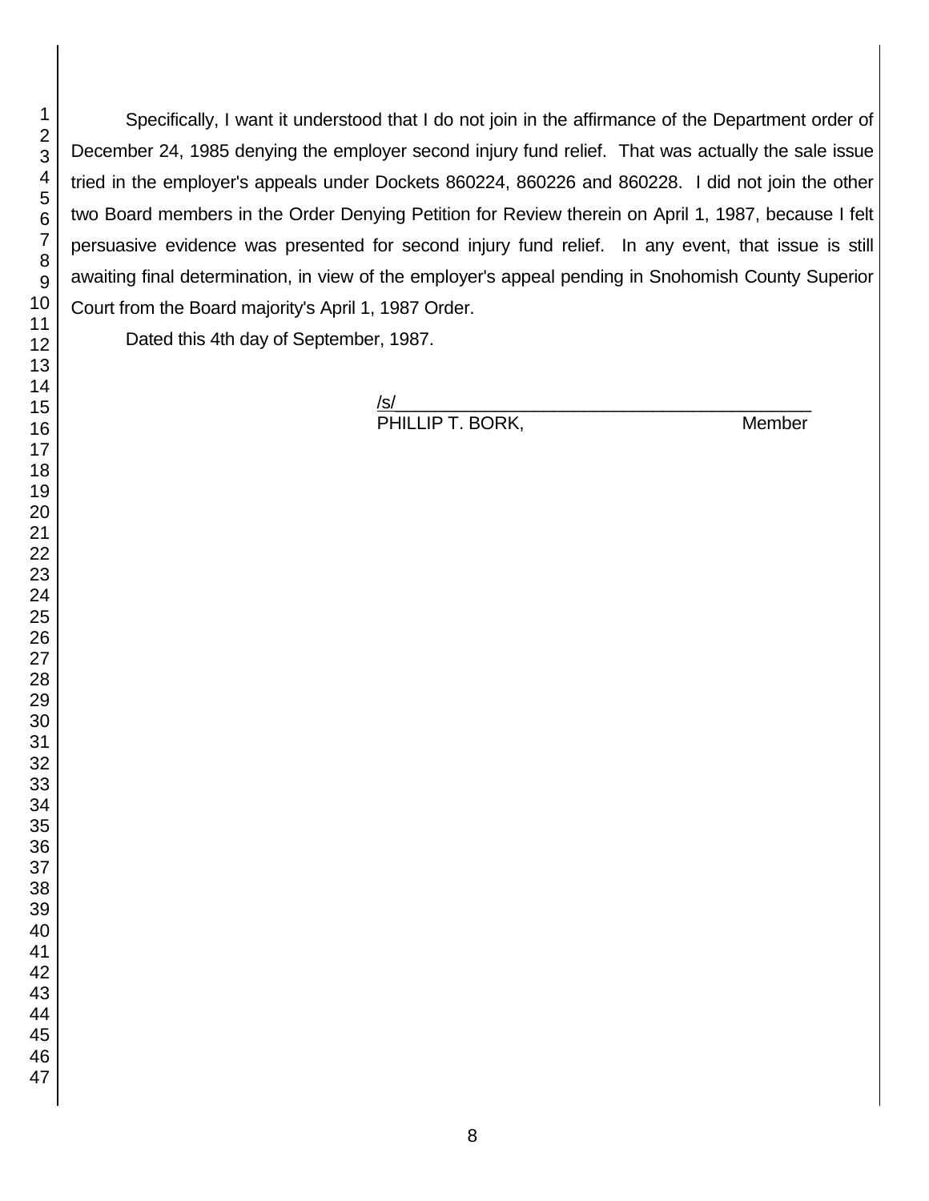Specifically, I want it understood that I do not join in the affirmance of the Department order of December 24, 1985 denying the employer second injury fund relief. That was actually the sale issue tried in the employer's appeals under Dockets 860224, 860226 and 860228. I did not join the other two Board members in the Order Denying Petition for Review therein on April 1, 1987, because I felt persuasive evidence was presented for second injury fund relief. In any event, that issue is still awaiting final determination, in view of the employer's appeal pending in Snohomish County Superior Court from the Board majority's April 1, 1987 Order.

Dated this 4th day of September, 1987.

/s/\_\_\_\_\_\_\_\_\_\_\_\_\_\_\_\_\_\_\_\_\_\_\_\_\_\_\_\_\_\_\_\_\_\_\_\_\_\_\_\_
PHILLIP T. BORK, Member